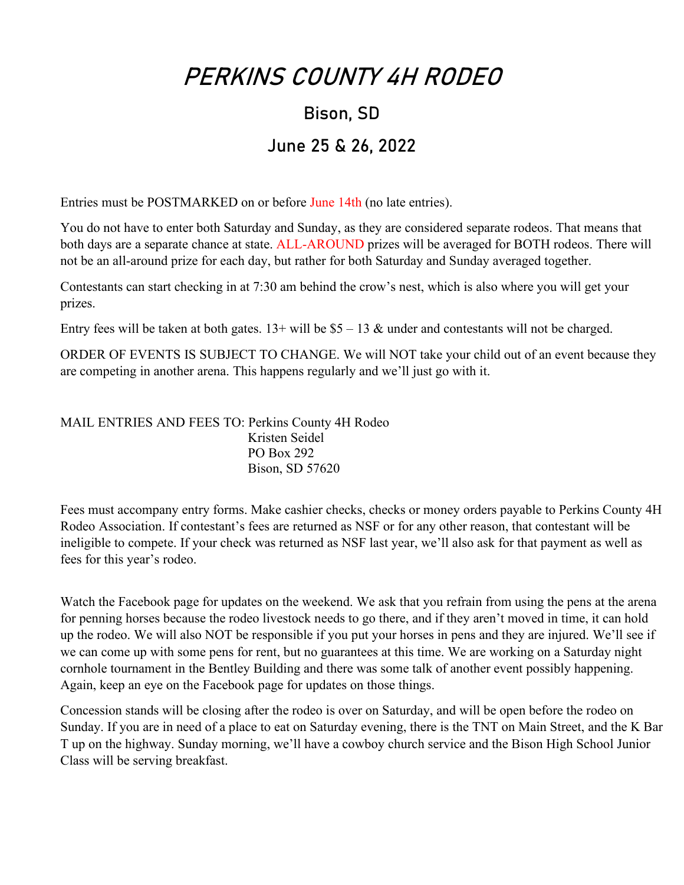# PERKINS COUNTY 4H RODEO

## Bison, SD

## June 25 & 26, 2022

Entries must be POSTMARKED on or before June 14th (no late entries).

You do not have to enter both Saturday and Sunday, as they are considered separate rodeos. That means that both days are a separate chance at state. ALL-AROUND prizes will be averaged for BOTH rodeos. There will not be an all-around prize for each day, but rather for both Saturday and Sunday averaged together.

Contestants can start checking in at 7:30 am behind the crow's nest, which is also where you will get your prizes.

Entry fees will be taken at both gates. 13+ will be $5 – 13 & under and contestants will not be charged.

ORDER OF EVENTS IS SUBJECT TO CHANGE. We will NOT take your child out of an event because they are competing in another arena. This happens regularly and we'll just go with it.

MAIL ENTRIES AND FEES TO: Perkins County 4H Rodeo
Kristen Seidel
PO Box 292
Bison, SD 57620

Fees must accompany entry forms. Make cashier checks, checks or money orders payable to Perkins County 4H Rodeo Association. If contestant's fees are returned as NSF or for any other reason, that contestant will be ineligible to compete. If your check was returned as NSF last year, we'll also ask for that payment as well as fees for this year's rodeo.

Watch the Facebook page for updates on the weekend. We ask that you refrain from using the pens at the arena for penning horses because the rodeo livestock needs to go there, and if they aren't moved in time, it can hold up the rodeo. We will also NOT be responsible if you put your horses in pens and they are injured. We'll see if we can come up with some pens for rent, but no guarantees at this time. We are working on a Saturday night cornhole tournament in the Bentley Building and there was some talk of another event possibly happening. Again, keep an eye on the Facebook page for updates on those things.

Concession stands will be closing after the rodeo is over on Saturday, and will be open before the rodeo on Sunday. If you are in need of a place to eat on Saturday evening, there is the TNT on Main Street, and the K Bar T up on the highway. Sunday morning, we'll have a cowboy church service and the Bison High School Junior Class will be serving breakfast.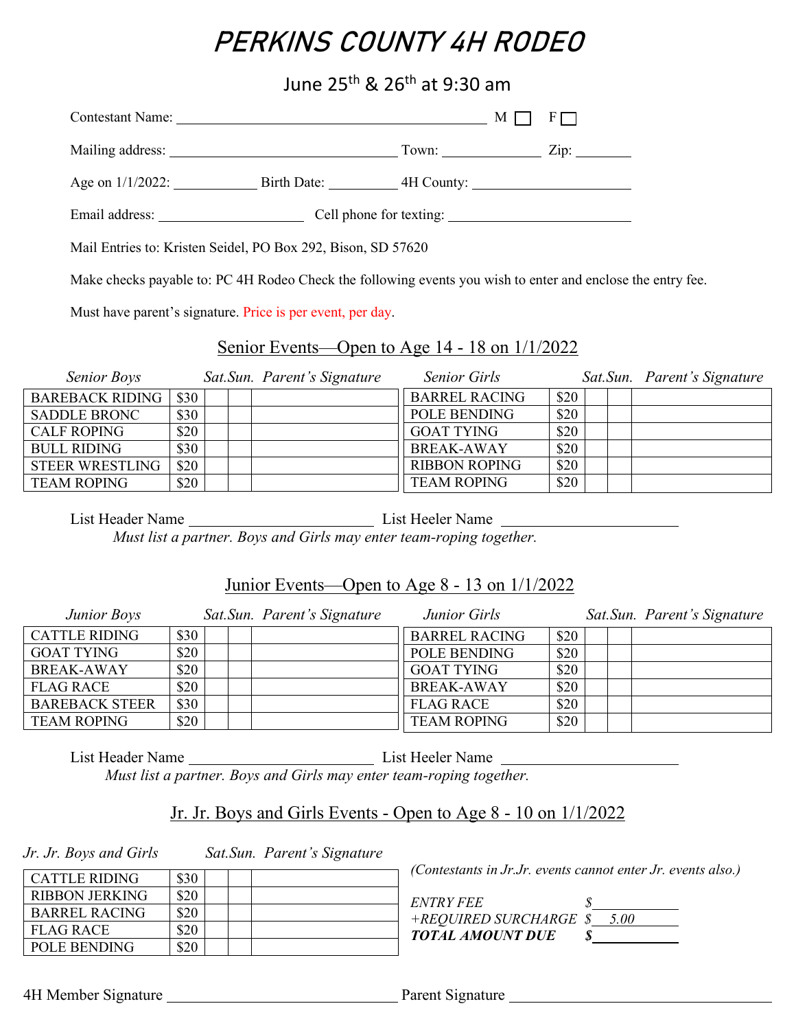# PERKINS COUNTY 4H RODEO

June 25th & 26th at 9:30 am

Contestant Name: ______________________________ M ☐ F ☐

Mailing address: ______________________ Town: __________ Zip: ______

Age on 1/1/2022: ________ Birth Date: _______ 4H County: ________________

Email address: ______________ Cell phone for texting: __________________

Mail Entries to: Kristen Seidel, PO Box 292, Bison, SD 57620

Make checks payable to: PC 4H Rodeo Check the following events you wish to enter and enclose the entry fee.

Must have parent's signature. Price is per event, per day.

## Senior Events—Open to Age 14 - 18 on 1/1/2022

| *Senior Boys* | | *Sat.* | *Sun.* | *Parent's Signature* |
|---|---|---|---|---|
| BAREBACK RIDING | $30 | | | |
| SADDLE BRONC | $30 | | | |
| CALF ROPING | $20 | | | |
| BULL RIDING | $30 | | | |
| STEER WRESTLING | $20 | | | |
| TEAM ROPING | $20 | | | |

| *Senior Girls* | | *Sat.* | *Sun.* | *Parent's Signature* |
|---|---|---|---|---|
| BARREL RACING | $20 | | | |
| POLE BENDING | $20 | | | |
| GOAT TYING | $20 | | | |
| BREAK-AWAY | $20 | | | |
| RIBBON ROPING | $20 | | | |
| TEAM ROPING | $20 | | | |

List Header Name ____________________ List Heeler Name ____________________

*Must list a partner. Boys and Girls may enter team-roping together.*

## Junior Events—Open to Age 8 - 13 on 1/1/2022

| *Junior Boys* | | *Sat.* | *Sun.* | *Parent's Signature* |
|---|---|---|---|---|
| CATTLE RIDING | $30 | | | |
| GOAT TYING | $20 | | | |
| BREAK-AWAY | $20 | | | |
| FLAG RACE | $20 | | | |
| BAREBACK STEER | $30 | | | |
| TEAM ROPING | $20 | | | |

| *Junior Girls* | | *Sat.* | *Sun.* | *Parent's Signature* |
|---|---|---|---|---|
| BARREL RACING | $20 | | | |
| POLE BENDING | $20 | | | |
| GOAT TYING | $20 | | | |
| BREAK-AWAY | $20 | | | |
| FLAG RACE | $20 | | | |
| TEAM ROPING | $20 | | | |

List Header Name ____________________ List Heeler Name ____________________

*Must list a partner. Boys and Girls may enter team-roping together.*

## Jr. Jr. Boys and Girls Events - Open to Age 8 - 10 on 1/1/2022

| *Jr. Jr. Boys and Girls* | | *Sat.* | *Sun.* | *Parent's Signature* |
|---|---|---|---|---|
| CATTLE RIDING | $30 | | | |
| RIBBON JERKING | $20 | | | |
| BARREL RACING | $20 | | | |
| FLAG RACE | $20 | | | |
| POLE BENDING | $20 | | | |

*(Contestants in Jr.Jr. events cannot enter Jr. events also.)*

*ENTRY FEE* $ __________

*+REQUIRED SURCHARGE* $ 5.00

***TOTAL AMOUNT DUE*** **$** __________

4H Member Signature ________________________ Parent Signature ________________________